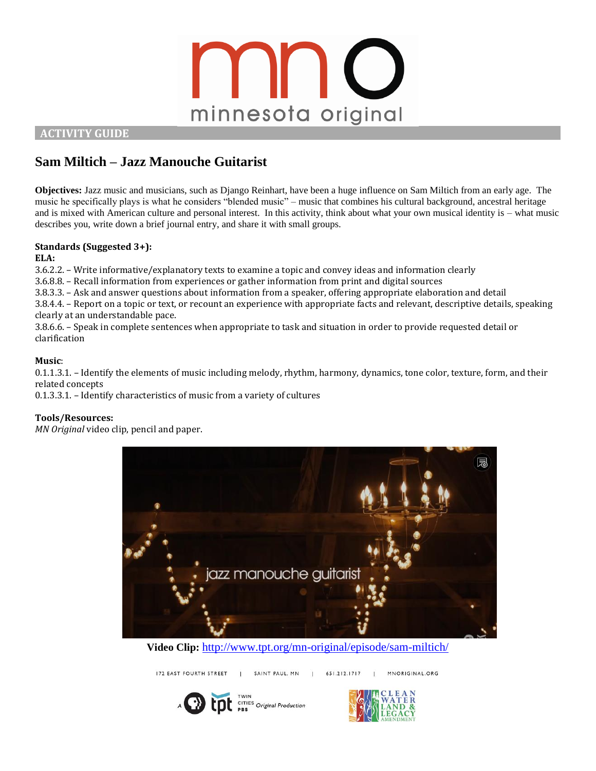# ACTIVITY GUIDE

## Sam Miltich – Jazz Manouche Guitarist

**Objectives:** Jazz music and musicians, such as Django Reinhart, have been a huge influence on Sam Miltich from an early age. The music he specifically plays is what he considers "blended music" – music that combines his cultural background, ancestral heritage and is mixed with American culture and personal interest. In this activity, think about what your own musical identity is – what music describes you, write down a brief journal entry, and share it with small groups.

**Standards (Suggested 3+):**

**ELA:**

3.6.2.2. – Write informative/explanatory texts to examine a topic and convey ideas and information clearly
3.6.8.8. – Recall information from experiences or gather information from print and digital sources
3.8.3.3. – Ask and answer questions about information from a speaker, offering appropriate elaboration and detail
3.8.4.4. – Report on a topic or text, or recount an experience with appropriate facts and relevant, descriptive details, speaking clearly at an understandable pace.
3.8.6.6. – Speak in complete sentences when appropriate to task and situation in order to provide requested detail or clarification

**Music**:

0.1.1.3.1. – Identify the elements of music including melody, rhythm, harmony, dynamics, tone color, texture, form, and their related concepts
0.1.3.3.1. – Identify characteristics of music from a variety of cultures

**Tools/Resources:**

*MN Original* video clip, pencil and paper.

**Video Clip:** http://www.tpt.org/mn-original/episode/sam-miltich/

172 EAST FOURTH STREET | SAINT PAUL, MN | 651.212.1717 | MNORIGINAL.ORG

A TPT Twin Cities PBS Original Production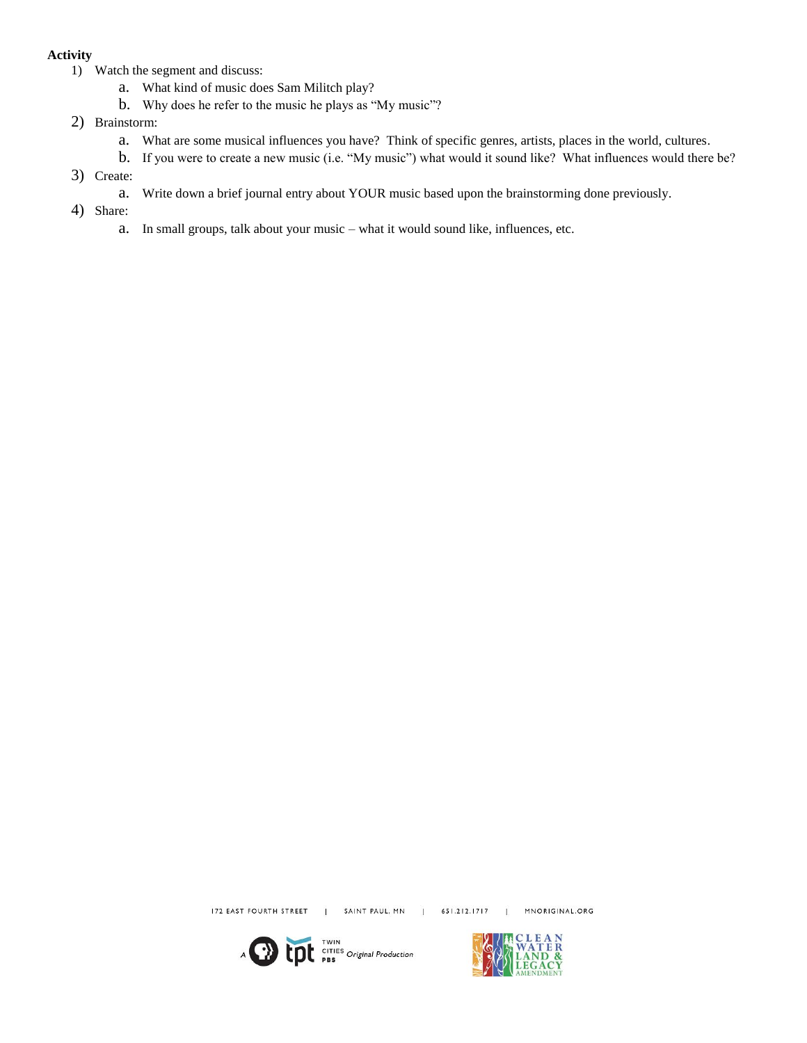**Activity**

1) Watch the segment and discuss:
    a. What kind of music does Sam Militch play?
    b. Why does he refer to the music he plays as "My music"?
2) Brainstorm:
    a. What are some musical influences you have? Think of specific genres, artists, places in the world, cultures.
    b. If you were to create a new music (i.e. "My music") what would it sound like? What influences would there be?
3) Create:
    a. Write down a brief journal entry about YOUR music based upon the brainstorming done previously.
4) Share:
    a. In small groups, talk about your music – what it would sound like, influences, etc.